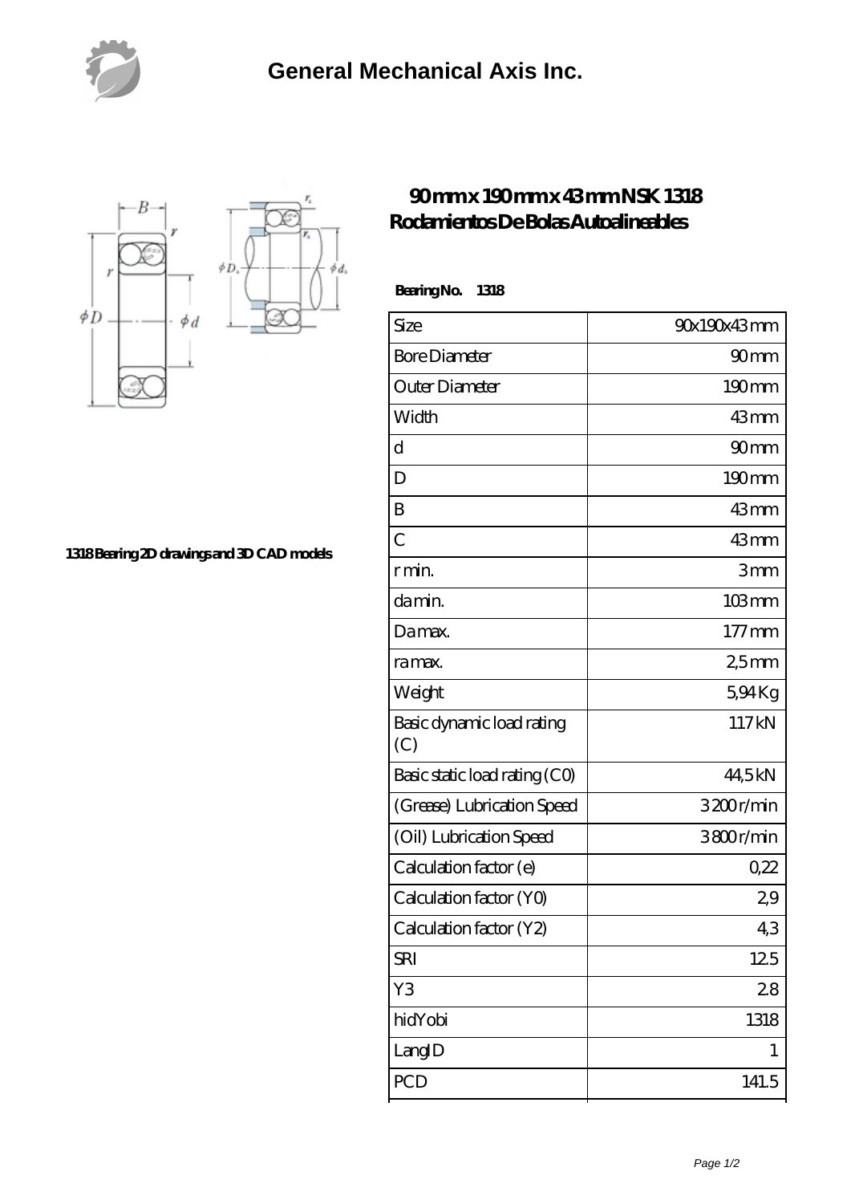# General Mechanical Axis Inc.

## 90 mm x 190 mm x 43 mm NSK 1318 Rodamientos De Bolas Autoalineables

1318 Bearing 2D drawings and 3D CAD models

**Bearing No. 1318**

| Size | 90x190x43 mm |
|---|---|
| Bore Diameter | 90 mm |
| Outer Diameter | 190 mm |
| Width | 43 mm |
| d | 90 mm |
| D | 190 mm |
| B | 43 mm |
| C | 43 mm |
| r min. | 3 mm |
| da min. | 103 mm |
| Da max. | 177 mm |
| ra max. | 2,5 mm |
| Weight | 5,94 Kg |
| Basic dynamic load rating (C) | 117 kN |
| Basic static load rating (C0) | 44,5 kN |
| (Grease) Lubrication Speed | 3200 r/min |
| (Oil) Lubrication Speed | 3800 r/min |
| Calculation factor (e) | 0,22 |
| Calculation factor (Y0) | 2,9 |
| Calculation factor (Y2) | 4,3 |
| SRI | 12.5 |
| Y3 | 2.8 |
| hidYobi | 1318 |
| LangID | 1 |
| PCD | 141.5 |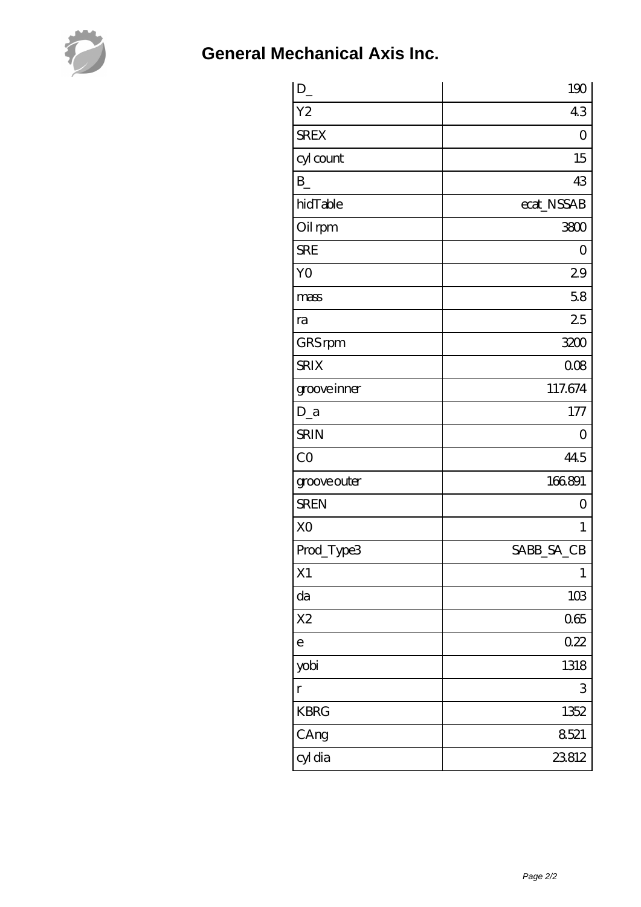| | |
|---|---|
| D_ | 190 |
| Y2 | 4.3 |
| SREX | 0 |
| cyl count | 15 |
| B_ | 43 |
| hidTable | ecat_NSSAB |
| Oil rpm | 3800 |
| SRE | 0 |
| Y0 | 2.9 |
| mass | 5.8 |
| ra | 2.5 |
| GRS rpm | 3200 |
| SRIX | 0.08 |
| groove inner | 117.674 |
| D_a | 177 |
| SRIN | 0 |
| C0 | 44.5 |
| groove outer | 166.891 |
| SREN | 0 |
| X0 | 1 |
| Prod_Type3 | SABB_SA_CB |
| X1 | 1 |
| da | 103 |
| X2 | 0.65 |
| e | 0.22 |
| yobi | 1318 |
| r | 3 |
| KBRG | 1352 |
| CAng | 8.521 |
| cyl dia | 23.812 |